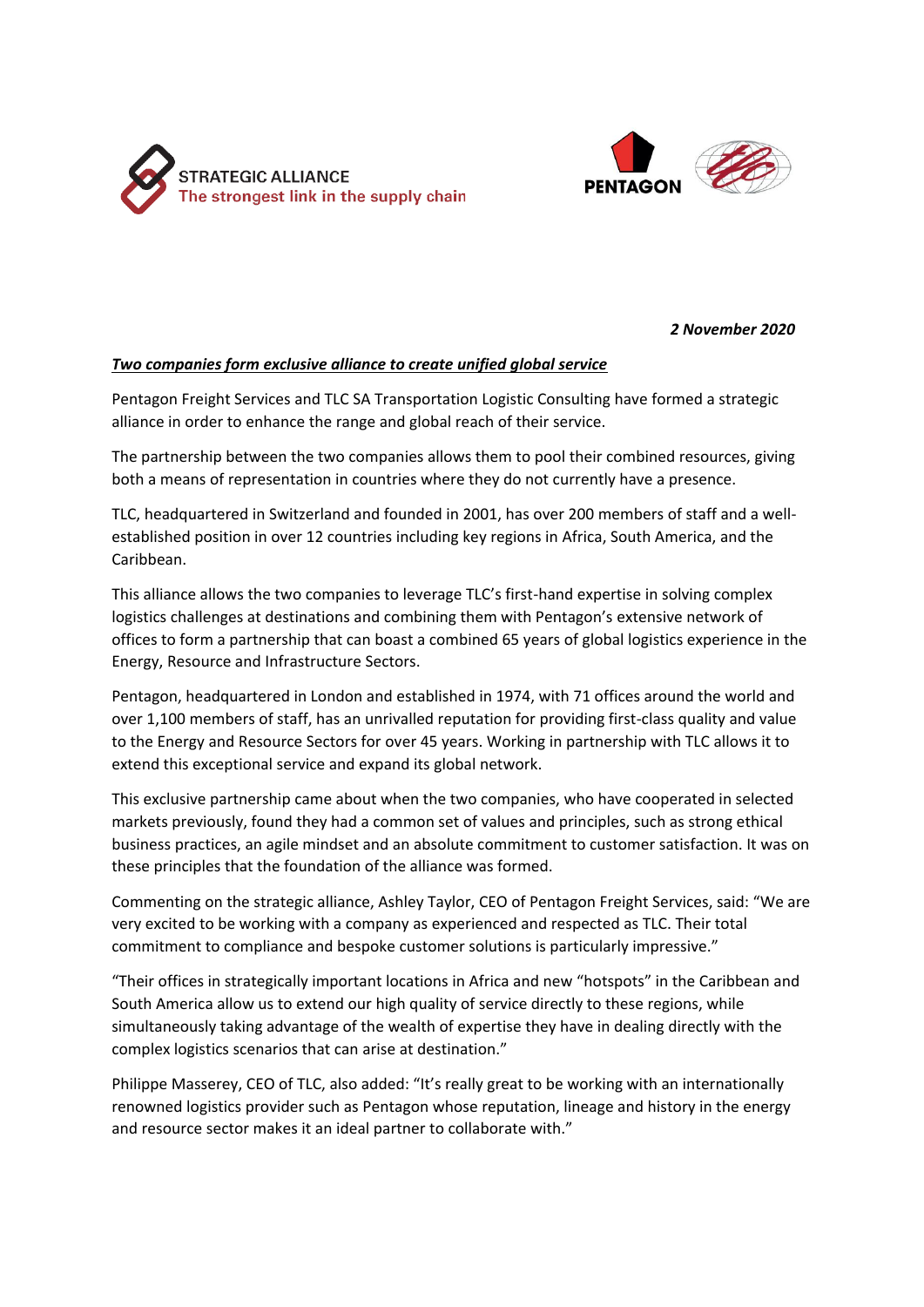STRATEGIC ALLIANCE
The strongest link in the supply chain

PENTAGON

***2 November 2020***

***Two companies form exclusive alliance to create unified global service***

Pentagon Freight Services and TLC SA Transportation Logistic Consulting have formed a strategic alliance in order to enhance the range and global reach of their service.

The partnership between the two companies allows them to pool their combined resources, giving both a means of representation in countries where they do not currently have a presence.

TLC, headquartered in Switzerland and founded in 2001, has over 200 members of staff and a well-established position in over 12 countries including key regions in Africa, South America, and the Caribbean.

This alliance allows the two companies to leverage TLC's first-hand expertise in solving complex logistics challenges at destinations and combining them with Pentagon's extensive network of offices to form a partnership that can boast a combined 65 years of global logistics experience in the Energy, Resource and Infrastructure Sectors.

Pentagon, headquartered in London and established in 1974, with 71 offices around the world and over 1,100 members of staff, has an unrivalled reputation for providing first-class quality and value to the Energy and Resource Sectors for over 45 years. Working in partnership with TLC allows it to extend this exceptional service and expand its global network.

This exclusive partnership came about when the two companies, who have cooperated in selected markets previously, found they had a common set of values and principles, such as strong ethical business practices, an agile mindset and an absolute commitment to customer satisfaction. It was on these principles that the foundation of the alliance was formed.

Commenting on the strategic alliance, Ashley Taylor, CEO of Pentagon Freight Services, said: "We are very excited to be working with a company as experienced and respected as TLC. Their total commitment to compliance and bespoke customer solutions is particularly impressive."

"Their offices in strategically important locations in Africa and new "hotspots" in the Caribbean and South America allow us to extend our high quality of service directly to these regions, while simultaneously taking advantage of the wealth of expertise they have in dealing directly with the complex logistics scenarios that can arise at destination."

Philippe Masserey, CEO of TLC, also added: "It's really great to be working with an internationally renowned logistics provider such as Pentagon whose reputation, lineage and history in the energy and resource sector makes it an ideal partner to collaborate with."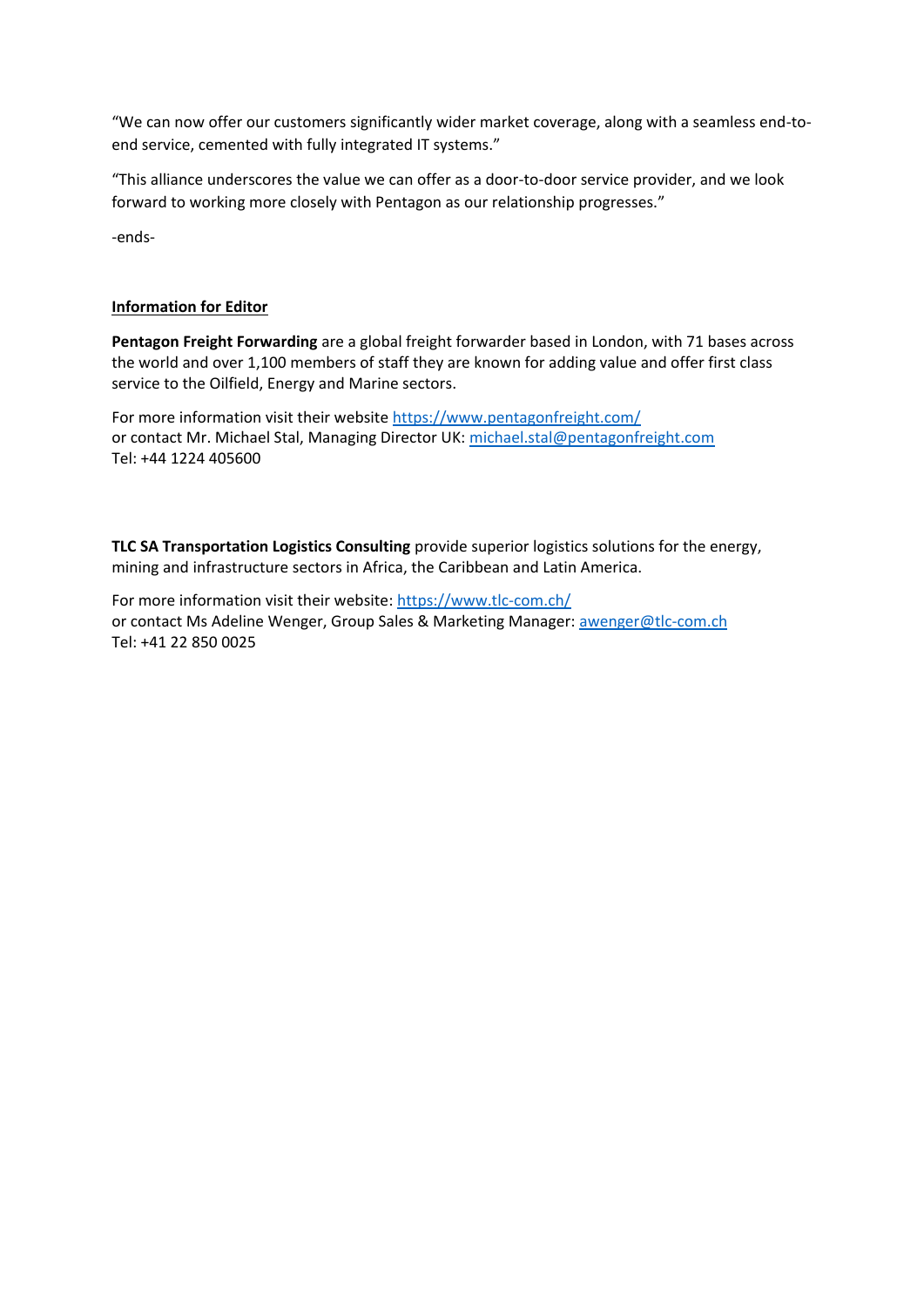"We can now offer our customers significantly wider market coverage, along with a seamless end-to-end service, cemented with fully integrated IT systems."

"This alliance underscores the value we can offer as a door-to-door service provider, and we look forward to working more closely with Pentagon as our relationship progresses."

-ends-

**Information for Editor**

**Pentagon Freight Forwarding** are a global freight forwarder based in London, with 71 bases across the world and over 1,100 members of staff they are known for adding value and offer first class service to the Oilfield, Energy and Marine sectors.

For more information visit their website https://www.pentagonfreight.com/
or contact Mr. Michael Stal, Managing Director UK: michael.stal@pentagonfreight.com
Tel: +44 1224 405600

**TLC SA Transportation Logistics Consulting** provide superior logistics solutions for the energy, mining and infrastructure sectors in Africa, the Caribbean and Latin America.

For more information visit their website: https://www.tlc-com.ch/
or contact Ms Adeline Wenger, Group Sales & Marketing Manager: awenger@tlc-com.ch
Tel: +41 22 850 0025